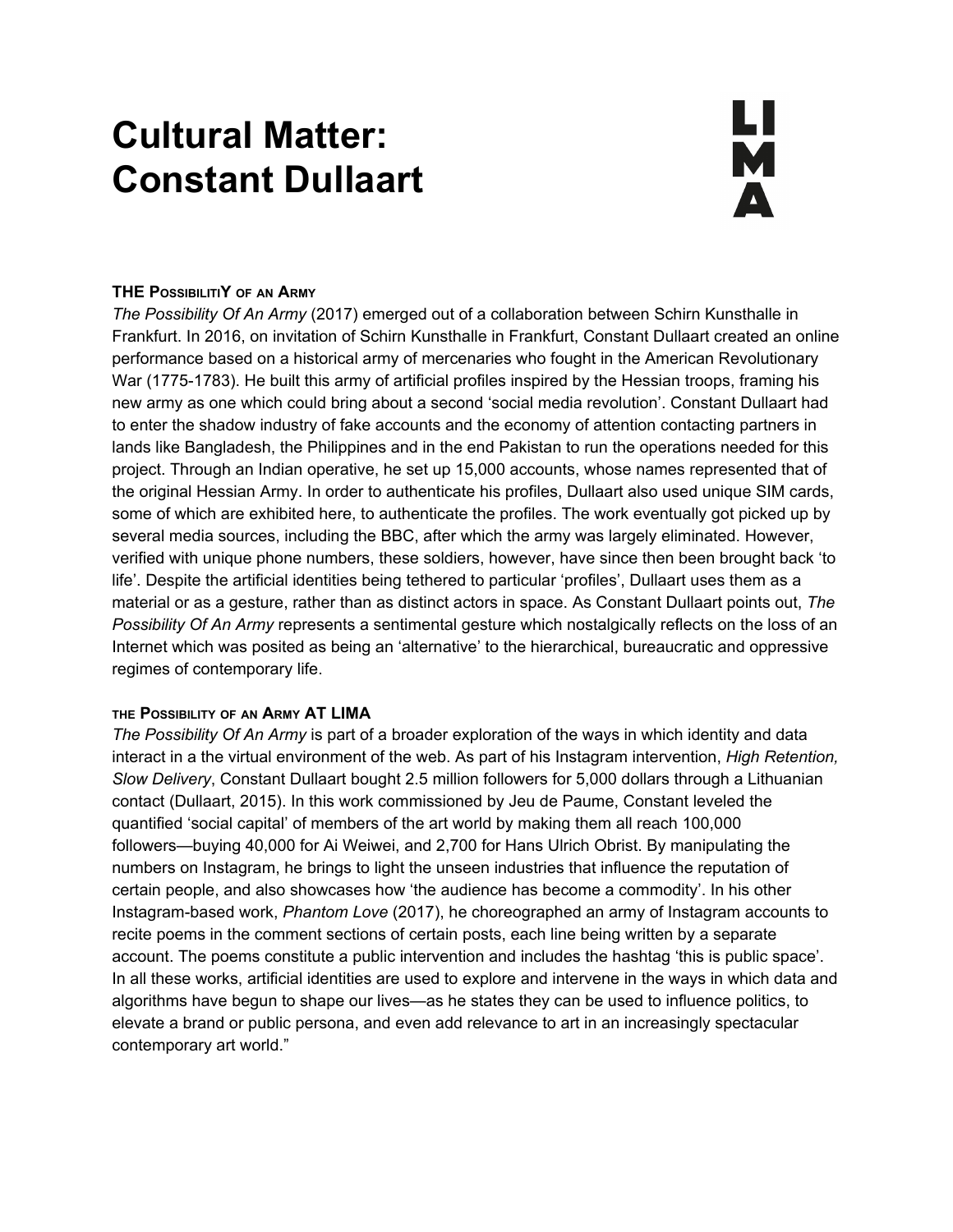# Cultural Matter: Constant Dullaart

LIMA

**THE POSSIBILITIY OF AN ARMY**

*The Possibility Of An Army* (2017) emerged out of a collaboration between Schirn Kunsthalle in Frankfurt. In 2016, on invitation of Schirn Kunsthalle in Frankfurt, Constant Dullaart created an online performance based on a historical army of mercenaries who fought in the American Revolutionary War (1775-1783). He built this army of artificial profiles inspired by the Hessian troops, framing his new army as one which could bring about a second 'social media revolution'. Constant Dullaart had to enter the shadow industry of fake accounts and the economy of attention contacting partners in lands like Bangladesh, the Philippines and in the end Pakistan to run the operations needed for this project. Through an Indian operative, he set up 15,000 accounts, whose names represented that of the original Hessian Army. In order to authenticate his profiles, Dullaart also used unique SIM cards, some of which are exhibited here, to authenticate the profiles. The work eventually got picked up by several media sources, including the BBC, after which the army was largely eliminated. However, verified with unique phone numbers, these soldiers, however, have since then been brought back 'to life'. Despite the artificial identities being tethered to particular 'profiles', Dullaart uses them as a material or as a gesture, rather than as distinct actors in space. As Constant Dullaart points out, *The Possibility Of An Army* represents a sentimental gesture which nostalgically reflects on the loss of an Internet which was posited as being an 'alternative' to the hierarchical, bureaucratic and oppressive regimes of contemporary life.

**THE POSSIBILITY OF AN ARMY AT LIMA**

*The Possibility Of An Army* is part of a broader exploration of the ways in which identity and data interact in a the virtual environment of the web. As part of his Instagram intervention, *High Retention, Slow Delivery*, Constant Dullaart bought 2.5 million followers for 5,000 dollars through a Lithuanian contact (Dullaart, 2015). In this work commissioned by Jeu de Paume, Constant leveled the quantified 'social capital' of members of the art world by making them all reach 100,000 followers—buying 40,000 for Ai Weiwei, and 2,700 for Hans Ulrich Obrist. By manipulating the numbers on Instagram, he brings to light the unseen industries that influence the reputation of certain people, and also showcases how 'the audience has become a commodity'. In his other Instagram-based work, *Phantom Love* (2017), he choreographed an army of Instagram accounts to recite poems in the comment sections of certain posts, each line being written by a separate account. The poems constitute a public intervention and includes the hashtag 'this is public space'. In all these works, artificial identities are used to explore and intervene in the ways in which data and algorithms have begun to shape our lives—as he states they can be used to influence politics, to elevate a brand or public persona, and even add relevance to art in an increasingly spectacular contemporary art world."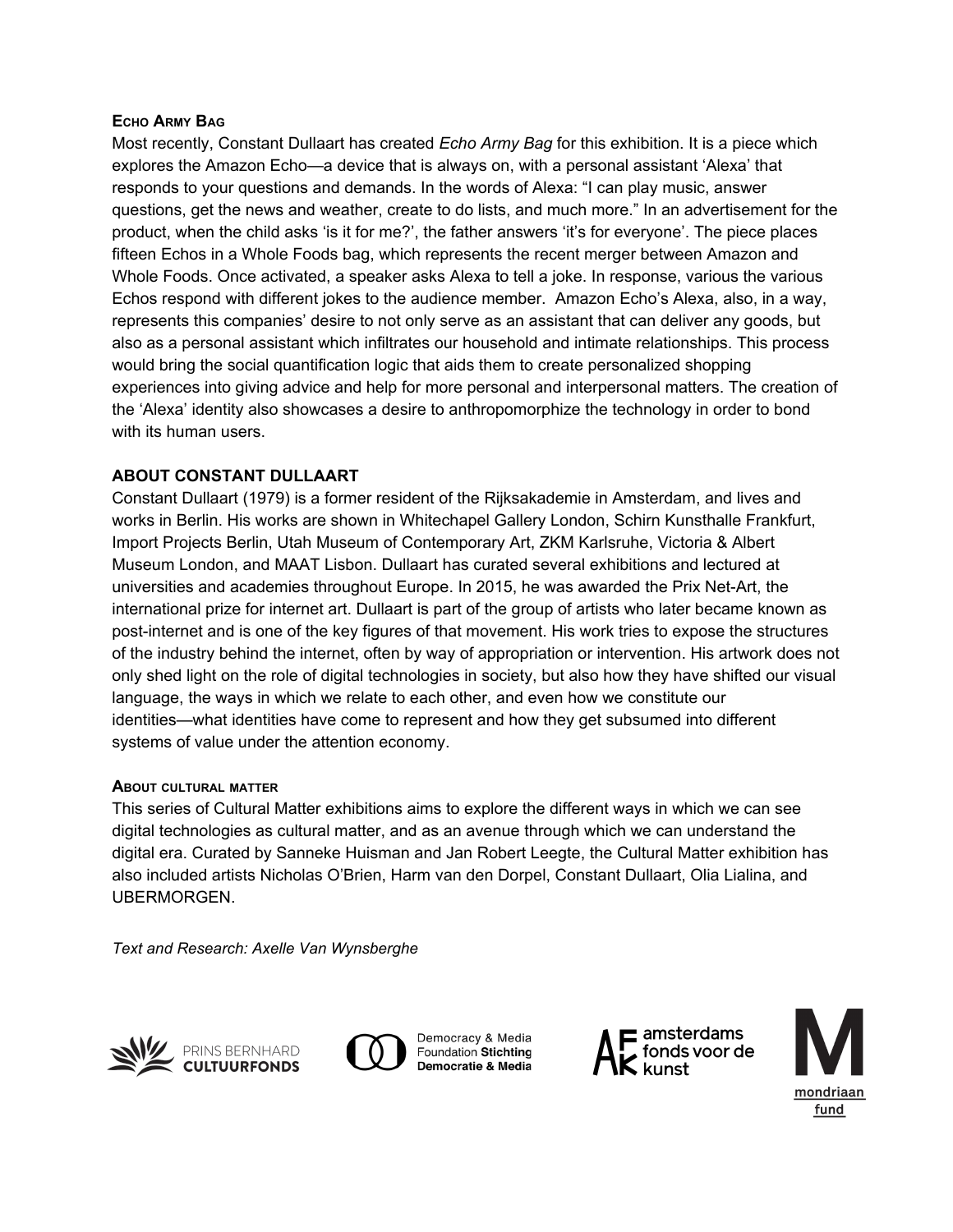**ECHO ARMY BAG**

Most recently, Constant Dullaart has created *Echo Army Bag* for this exhibition. It is a piece which explores the Amazon Echo—a device that is always on, with a personal assistant 'Alexa' that responds to your questions and demands. In the words of Alexa: "I can play music, answer questions, get the news and weather, create to do lists, and much more." In an advertisement for the product, when the child asks 'is it for me?', the father answers 'it's for everyone'. The piece places fifteen Echos in a Whole Foods bag, which represents the recent merger between Amazon and Whole Foods. Once activated, a speaker asks Alexa to tell a joke. In response, various the various Echos respond with different jokes to the audience member. Amazon Echo's Alexa, also, in a way, represents this companies' desire to not only serve as an assistant that can deliver any goods, but also as a personal assistant which infiltrates our household and intimate relationships. This process would bring the social quantification logic that aids them to create personalized shopping experiences into giving advice and help for more personal and interpersonal matters. The creation of the 'Alexa' identity also showcases a desire to anthropomorphize the technology in order to bond with its human users.

**ABOUT CONSTANT DULLAART**

Constant Dullaart (1979) is a former resident of the Rijksakademie in Amsterdam, and lives and works in Berlin. His works are shown in Whitechapel Gallery London, Schirn Kunsthalle Frankfurt, Import Projects Berlin, Utah Museum of Contemporary Art, ZKM Karlsruhe, Victoria & Albert Museum London, and MAAT Lisbon. Dullaart has curated several exhibitions and lectured at universities and academies throughout Europe. In 2015, he was awarded the Prix Net-Art, the international prize for internet art. Dullaart is part of the group of artists who later became known as post-internet and is one of the key figures of that movement. His work tries to expose the structures of the industry behind the internet, often by way of appropriation or intervention. His artwork does not only shed light on the role of digital technologies in society, but also how they have shifted our visual language, the ways in which we relate to each other, and even how we constitute our identities—what identities have come to represent and how they get subsumed into different systems of value under the attention economy.

**ABOUT CULTURAL MATTER**

This series of Cultural Matter exhibitions aims to explore the different ways in which we can see digital technologies as cultural matter, and as an avenue through which we can understand the digital era. Curated by Sanneke Huisman and Jan Robert Leegte, the Cultural Matter exhibition has also included artists Nicholas O'Brien, Harm van den Dorpel, Constant Dullaart, Olia Lialina, and UBERMORGEN.

*Text and Research: Axelle Van Wynsberghe*

PRINS BERNHARD CULTUURFONDS

Democracy & Media Foundation Stichting Democratie & Media

amsterdams fonds voor de kunst

mondriaan fund